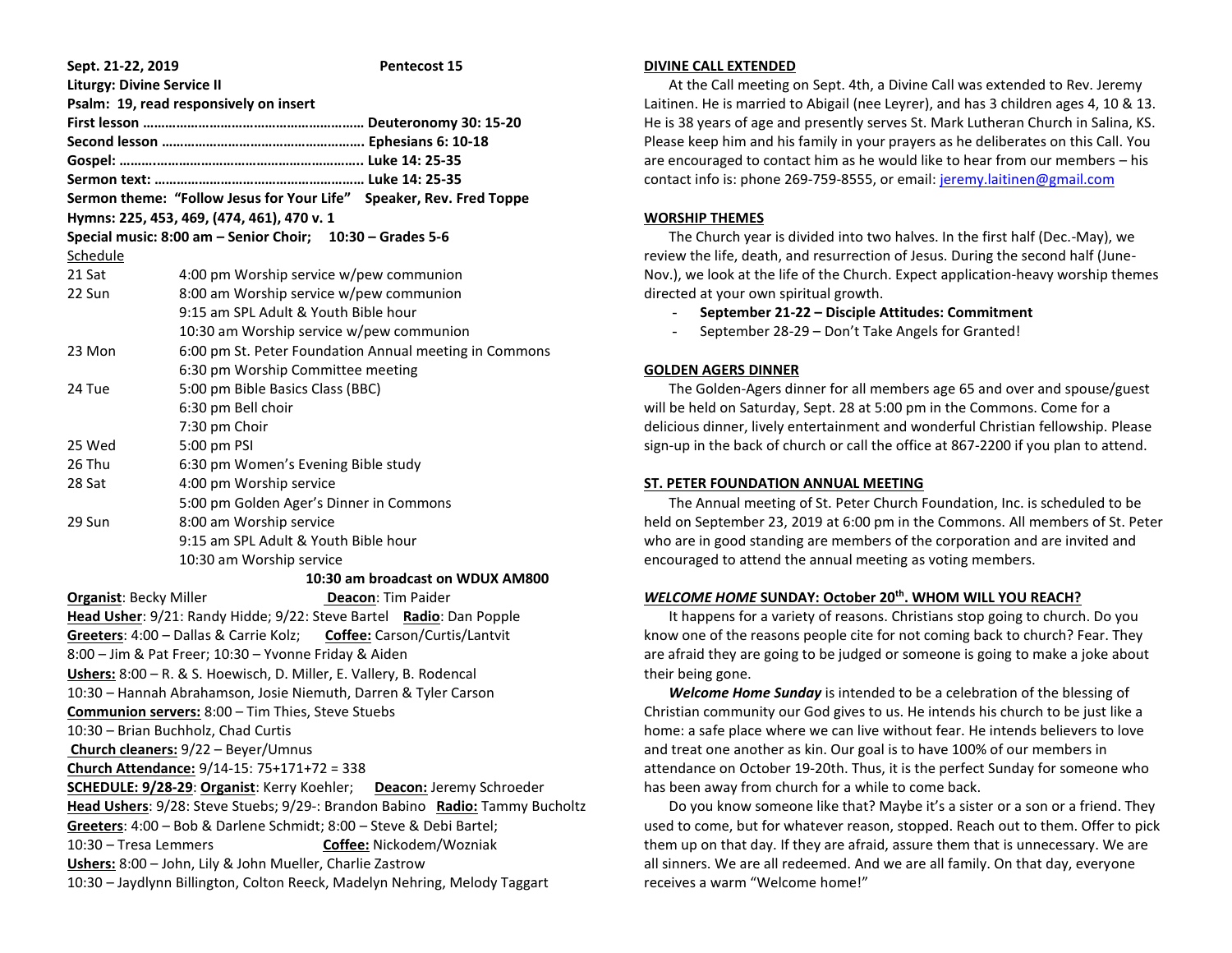**Sept. 21-22, 2019 Pentecost 15**

**Liturgy: Divine Service II**

**Psalm: 19, read responsively on insert**

**First lesson …………………………………………………… Deuteronomy 30: 15-20**

**Second lesson ………………………………………………. Ephesians 6: 10-18**

**Gospel: ……..…………………………………………………. Luke 14: 25-35**

**Sermon text: ………………………………………………… Luke 14: 25-35**

**Sermon theme: "Follow Jesus for Your Life" Speaker, Rev. Fred Toppe**

**Hymns: 225, 453, 469, (474, 461), 470 v. 1**

**Special music: 8:00 am – Senior Choir; 10:30 – Grades 5-6**

Schedule

| | |
|---|---|
| 21 Sat | 4:00 pm Worship service w/pew communion |
| 22 Sun | 8:00 am Worship service w/pew communion |
| | 9:15 am SPL Adult & Youth Bible hour |
| | 10:30 am Worship service w/pew communion |
| 23 Mon | 6:00 pm St. Peter Foundation Annual meeting in Commons |
| | 6:30 pm Worship Committee meeting |
| 24 Tue | 5:00 pm Bible Basics Class (BBC) |
| | 6:30 pm Bell choir |
| | 7:30 pm Choir |
| 25 Wed | 5:00 pm PSI |
| 26 Thu | 6:30 pm Women's Evening Bible study |
| 28 Sat | 4:00 pm Worship service |
| | 5:00 pm Golden Ager's Dinner in Commons |
| 29 Sun | 8:00 am Worship service |
| | 9:15 am SPL Adult & Youth Bible hour |
| | 10:30 am Worship service |

**10:30 am broadcast on WDUX AM800**

**Organist**: Becky Miller **Deacon**: Tim Paider

**Head Usher**: 9/21: Randy Hidde; 9/22: Steve Bartel **Radio**: Dan Popple

**Greeters**: 4:00 – Dallas & Carrie Kolz; **Coffee:** Carson/Curtis/Lantvit

8:00 – Jim & Pat Freer; 10:30 – Yvonne Friday & Aiden

**Ushers:** 8:00 – R. & S. Hoewisch, D. Miller, E. Vallery, B. Rodencal

10:30 – Hannah Abrahamson, Josie Niemuth, Darren & Tyler Carson

**Communion servers:** 8:00 – Tim Thies, Steve Stuebs

10:30 – Brian Buchholz, Chad Curtis

**Church cleaners:** 9/22 – Beyer/Umnus

**Church Attendance:** 9/14-15: 75+171+72 = 338

**SCHEDULE: 9/28-29**: **Organist**: Kerry Koehler; **Deacon:** Jeremy Schroeder

**Head Ushers**: 9/28: Steve Stuebs; 9/29-: Brandon Babino **Radio:** Tammy Bucholtz

**Greeters**: 4:00 – Bob & Darlene Schmidt; 8:00 – Steve & Debi Bartel;

10:30 – Tresa Lemmers **Coffee:** Nickodem/Wozniak

**Ushers:** 8:00 – John, Lily & John Mueller, Charlie Zastrow

10:30 – Jaydlynn Billington, Colton Reeck, Madelyn Nehring, Melody Taggart

## DIVINE CALL EXTENDED

At the Call meeting on Sept. 4th, a Divine Call was extended to Rev. Jeremy Laitinen. He is married to Abigail (nee Leyrer), and has 3 children ages 4, 10 & 13. He is 38 years of age and presently serves St. Mark Lutheran Church in Salina, KS. Please keep him and his family in your prayers as he deliberates on this Call. You are encouraged to contact him as he would like to hear from our members – his contact info is: phone 269-759-8555, or email: jeremy.laitinen@gmail.com

## WORSHIP THEMES

The Church year is divided into two halves. In the first half (Dec.-May), we review the life, death, and resurrection of Jesus. During the second half (June-Nov.), we look at the life of the Church. Expect application-heavy worship themes directed at your own spiritual growth.

- **September 21-22 – Disciple Attitudes: Commitment**
- September 28-29 – Don't Take Angels for Granted!

## GOLDEN AGERS DINNER

The Golden-Agers dinner for all members age 65 and over and spouse/guest will be held on Saturday, Sept. 28 at 5:00 pm in the Commons. Come for a delicious dinner, lively entertainment and wonderful Christian fellowship. Please sign-up in the back of church or call the office at 867-2200 if you plan to attend.

## ST. PETER FOUNDATION ANNUAL MEETING

The Annual meeting of St. Peter Church Foundation, Inc. is scheduled to be held on September 23, 2019 at 6:00 pm in the Commons. All members of St. Peter who are in good standing are members of the corporation and are invited and encouraged to attend the annual meeting as voting members.

## *WELCOME HOME* SUNDAY: October 20th. WHOM WILL YOU REACH?

It happens for a variety of reasons. Christians stop going to church. Do you know one of the reasons people cite for not coming back to church? Fear. They are afraid they are going to be judged or someone is going to make a joke about their being gone.

***Welcome Home Sunday*** is intended to be a celebration of the blessing of Christian community our God gives to us. He intends his church to be just like a home: a safe place where we can live without fear. He intends believers to love and treat one another as kin. Our goal is to have 100% of our members in attendance on October 19-20th. Thus, it is the perfect Sunday for someone who has been away from church for a while to come back.

Do you know someone like that? Maybe it's a sister or a son or a friend. They used to come, but for whatever reason, stopped. Reach out to them. Offer to pick them up on that day. If they are afraid, assure them that is unnecessary. We are all sinners. We are all redeemed. And we are all family. On that day, everyone receives a warm "Welcome home!"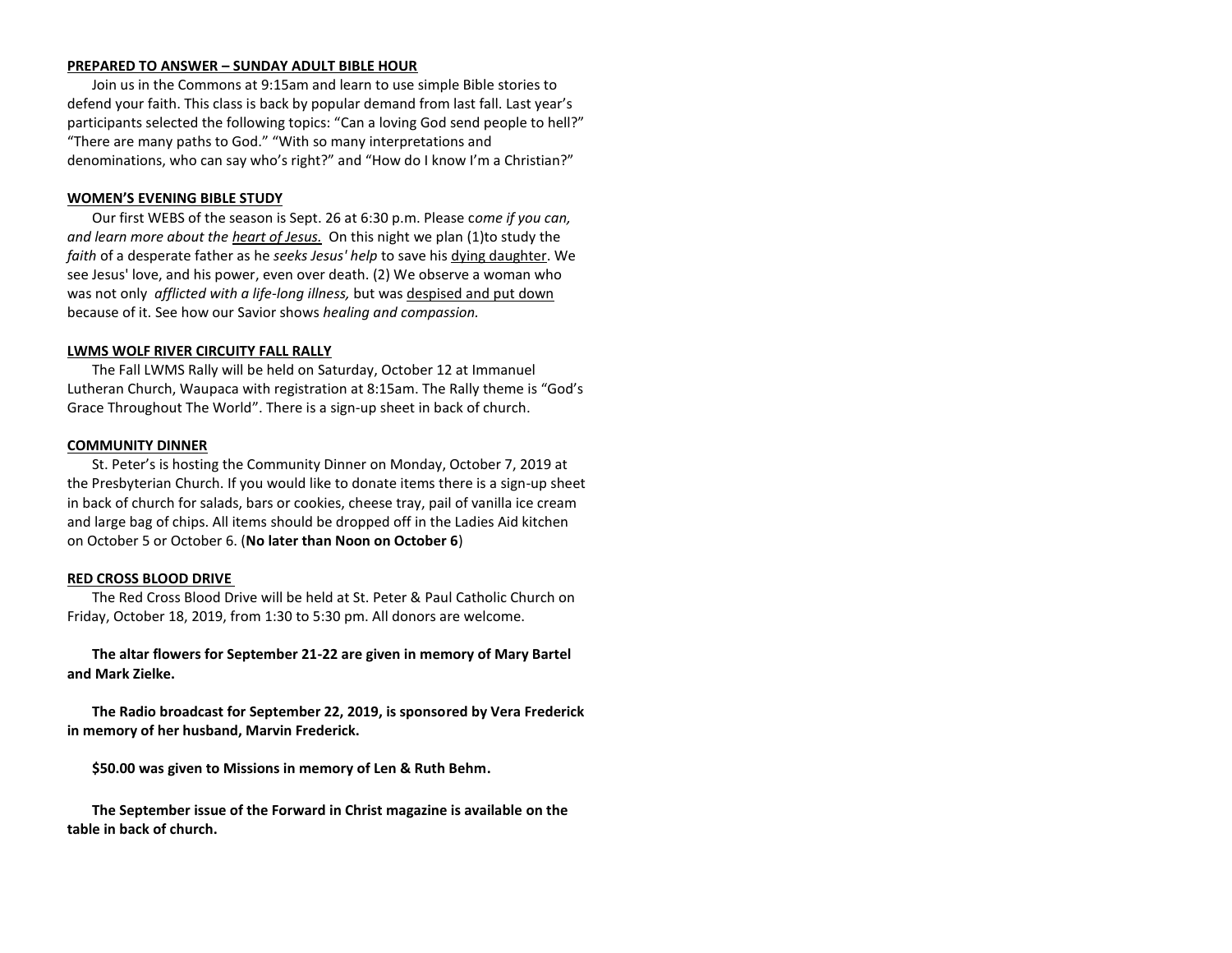**PREPARED TO ANSWER – SUNDAY ADULT BIBLE HOUR**

Join us in the Commons at 9:15am and learn to use simple Bible stories to defend your faith. This class is back by popular demand from last fall. Last year's participants selected the following topics: "Can a loving God send people to hell?" "There are many paths to God." "With so many interpretations and denominations, who can say who's right?" and "How do I know I'm a Christian?"

**WOMEN'S EVENING BIBLE STUDY**

Our first WEBS of the season is Sept. 26 at 6:30 p.m. Please c*ome if you can, and learn more about the heart of Jesus.* On this night we plan (1)to study the *faith* of a desperate father as he *seeks Jesus' help* to save his dying daughter. We see Jesus' love, and his power, even over death. (2) We observe a woman who was not only *afflicted with a life-long illness,* but was despised and put down because of it. See how our Savior shows *healing and compassion.*

**LWMS WOLF RIVER CIRCUITY FALL RALLY**

The Fall LWMS Rally will be held on Saturday, October 12 at Immanuel Lutheran Church, Waupaca with registration at 8:15am. The Rally theme is "God's Grace Throughout The World". There is a sign-up sheet in back of church.

**COMMUNITY DINNER**

St. Peter's is hosting the Community Dinner on Monday, October 7, 2019 at the Presbyterian Church. If you would like to donate items there is a sign-up sheet in back of church for salads, bars or cookies, cheese tray, pail of vanilla ice cream and large bag of chips. All items should be dropped off in the Ladies Aid kitchen on October 5 or October 6. (**No later than Noon on October 6**)

**RED CROSS BLOOD DRIVE**

The Red Cross Blood Drive will be held at St. Peter & Paul Catholic Church on Friday, October 18, 2019, from 1:30 to 5:30 pm. All donors are welcome.

**The altar flowers for September 21-22 are given in memory of Mary Bartel and Mark Zielke.**

**The Radio broadcast for September 22, 2019, is sponsored by Vera Frederick in memory of her husband, Marvin Frederick.**

**$50.00 was given to Missions in memory of Len & Ruth Behm.**

**The September issue of the Forward in Christ magazine is available on the table in back of church.**